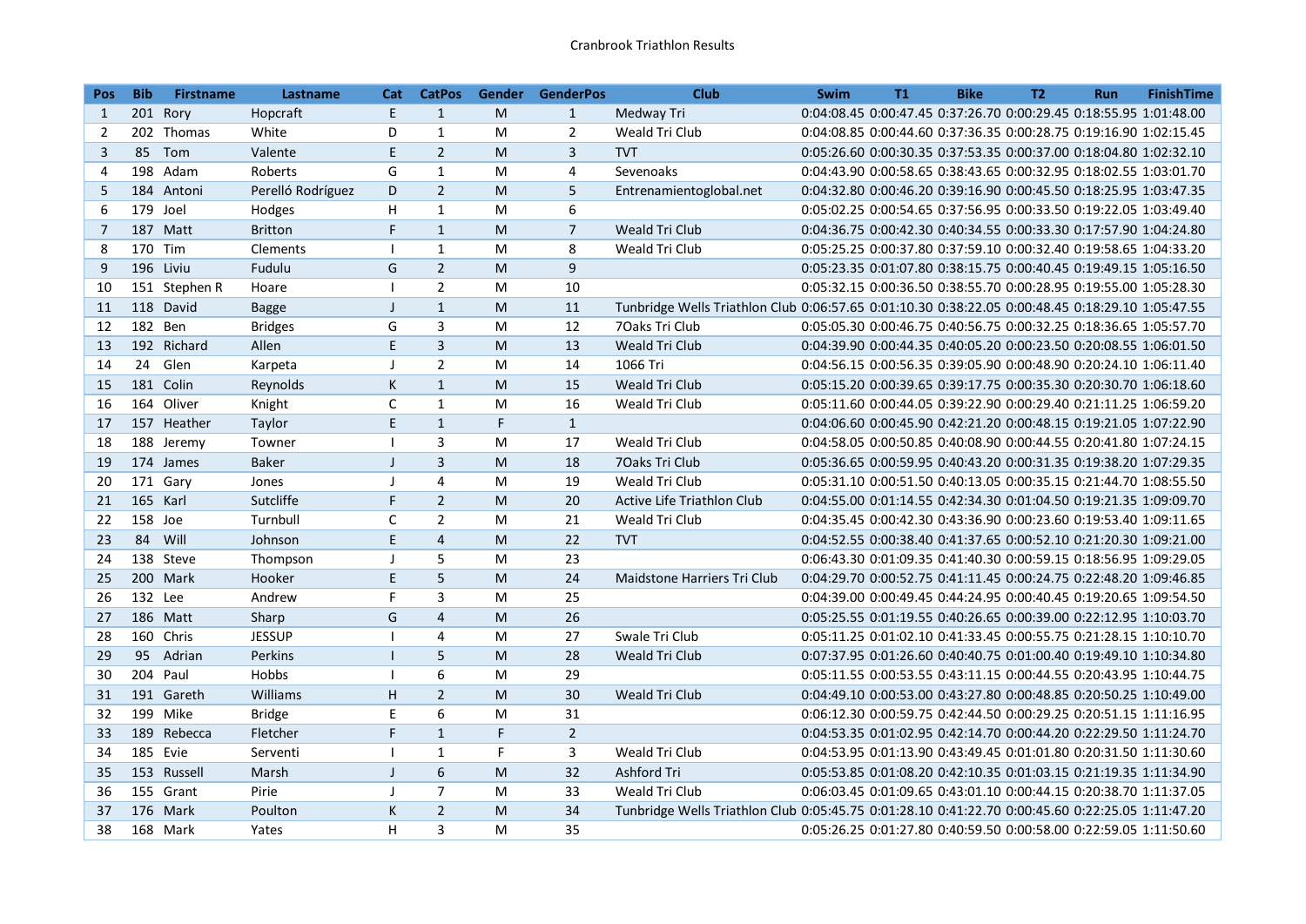Cranbrook Triathlon Results

| Pos | Bib | Firstname | Lastname | Cat | CatPos | Gender | GenderPos | Club | Swim | T1 | Bike | T2 | Run | FinishTime |
|---|---|---|---|---|---|---|---|---|---|---|---|---|---|---|
| 1 | 201 | Rory | Hopcraft | E | 1 | M | 1 | Medway Tri | 0:04:08.45 | 0:00:47.45 | 0:37:26.70 | 0:00:29.45 | 0:18:55.95 | 1:01:48.00 |
| 2 | 202 | Thomas | White | D | 1 | M | 2 | Weald Tri Club | 0:04:08.85 | 0:00:44.60 | 0:37:36.35 | 0:00:28.75 | 0:19:16.90 | 1:02:15.45 |
| 3 | 85 | Tom | Valente | E | 2 | M | 3 | TVT | 0:05:26.60 | 0:00:30.35 | 0:37:53.35 | 0:00:37.00 | 0:18:04.80 | 1:02:32.10 |
| 4 | 198 | Adam | Roberts | G | 1 | M | 4 | Sevenoaks | 0:04:43.90 | 0:00:58.65 | 0:38:43.65 | 0:00:32.95 | 0:18:02.55 | 1:03:01.70 |
| 5 | 184 | Antoni | Perelló Rodríguez | D | 2 | M | 5 | Entrenamientoglobal.net | 0:04:32.80 | 0:00:46.20 | 0:39:16.90 | 0:00:45.50 | 0:18:25.95 | 1:03:47.35 |
| 6 | 179 | Joel | Hodges | H | 1 | M | 6 | | 0:05:02.25 | 0:00:54.65 | 0:37:56.95 | 0:00:33.50 | 0:19:22.05 | 1:03:49.40 |
| 7 | 187 | Matt | Britton | F | 1 | M | 7 | Weald Tri Club | 0:04:36.75 | 0:00:42.30 | 0:40:34.55 | 0:00:33.30 | 0:17:57.90 | 1:04:24.80 |
| 8 | 170 | Tim | Clements | I | 1 | M | 8 | Weald Tri Club | 0:05:25.25 | 0:00:37.80 | 0:37:59.10 | 0:00:32.40 | 0:19:58.65 | 1:04:33.20 |
| 9 | 196 | Liviu | Fudulu | G | 2 | M | 9 | | 0:05:23.35 | 0:01:07.80 | 0:38:15.75 | 0:00:40.45 | 0:19:49.15 | 1:05:16.50 |
| 10 | 151 | Stephen R | Hoare | I | 2 | M | 10 | | 0:05:32.15 | 0:00:36.50 | 0:38:55.70 | 0:00:28.95 | 0:19:55.00 | 1:05:28.30 |
| 11 | 118 | David | Bagge | J | 1 | M | 11 | Tunbridge Wells Triathlon Club | 0:06:57.65 | 0:01:10.30 | 0:38:22.05 | 0:00:48.45 | 0:18:29.10 | 1:05:47.55 |
| 12 | 182 | Ben | Bridges | G | 3 | M | 12 | 7Oaks Tri Club | 0:05:05.30 | 0:00:46.75 | 0:40:56.75 | 0:00:32.25 | 0:18:36.65 | 1:05:57.70 |
| 13 | 192 | Richard | Allen | E | 3 | M | 13 | Weald Tri Club | 0:04:39.90 | 0:00:44.35 | 0:40:05.20 | 0:00:23.50 | 0:20:08.55 | 1:06:01.50 |
| 14 | 24 | Glen | Karpeta | J | 2 | M | 14 | 1066 Tri | 0:04:56.15 | 0:00:56.35 | 0:39:05.90 | 0:00:48.90 | 0:20:24.10 | 1:06:11.40 |
| 15 | 181 | Colin | Reynolds | K | 1 | M | 15 | Weald Tri Club | 0:05:15.20 | 0:00:39.65 | 0:39:17.75 | 0:00:35.30 | 0:20:30.70 | 1:06:18.60 |
| 16 | 164 | Oliver | Knight | C | 1 | M | 16 | Weald Tri Club | 0:05:11.60 | 0:00:44.05 | 0:39:22.90 | 0:00:29.40 | 0:21:11.25 | 1:06:59.20 |
| 17 | 157 | Heather | Taylor | E | 1 | F | 1 | | 0:04:06.60 | 0:00:45.90 | 0:42:21.20 | 0:00:48.15 | 0:19:21.05 | 1:07:22.90 |
| 18 | 188 | Jeremy | Towner | I | 3 | M | 17 | Weald Tri Club | 0:04:58.05 | 0:00:50.85 | 0:40:08.90 | 0:00:44.55 | 0:20:41.80 | 1:07:24.15 |
| 19 | 174 | James | Baker | J | 3 | M | 18 | 7Oaks Tri Club | 0:05:36.65 | 0:00:59.95 | 0:40:43.20 | 0:00:31.35 | 0:19:38.20 | 1:07:29.35 |
| 20 | 171 | Gary | Jones | J | 4 | M | 19 | Weald Tri Club | 0:05:31.10 | 0:00:51.50 | 0:40:13.05 | 0:00:35.15 | 0:21:44.70 | 1:08:55.50 |
| 21 | 165 | Karl | Sutcliffe | F | 2 | M | 20 | Active Life Triathlon Club | 0:04:55.00 | 0:01:14.55 | 0:42:34.30 | 0:01:04.50 | 0:19:21.35 | 1:09:09.70 |
| 22 | 158 | Joe | Turnbull | C | 2 | M | 21 | Weald Tri Club | 0:04:35.45 | 0:00:42.30 | 0:43:36.90 | 0:00:23.60 | 0:19:53.40 | 1:09:11.65 |
| 23 | 84 | Will | Johnson | E | 4 | M | 22 | TVT | 0:04:52.55 | 0:00:38.40 | 0:41:37.65 | 0:00:52.10 | 0:21:20.30 | 1:09:21.00 |
| 24 | 138 | Steve | Thompson | J | 5 | M | 23 | | 0:06:43.30 | 0:01:09.35 | 0:41:40.30 | 0:00:59.15 | 0:18:56.95 | 1:09:29.05 |
| 25 | 200 | Mark | Hooker | E | 5 | M | 24 | Maidstone Harriers Tri Club | 0:04:29.70 | 0:00:52.75 | 0:41:11.45 | 0:00:24.75 | 0:22:48.20 | 1:09:46.85 |
| 26 | 132 | Lee | Andrew | F | 3 | M | 25 | | 0:04:39.00 | 0:00:49.45 | 0:44:24.95 | 0:00:40.45 | 0:19:20.65 | 1:09:54.50 |
| 27 | 186 | Matt | Sharp | G | 4 | M | 26 | | 0:05:25.55 | 0:01:19.55 | 0:40:26.65 | 0:00:39.00 | 0:22:12.95 | 1:10:03.70 |
| 28 | 160 | Chris | JESSUP | I | 4 | M | 27 | Swale Tri Club | 0:05:11.25 | 0:01:02.10 | 0:41:33.45 | 0:00:55.75 | 0:21:28.15 | 1:10:10.70 |
| 29 | 95 | Adrian | Perkins | I | 5 | M | 28 | Weald Tri Club | 0:07:37.95 | 0:01:26.60 | 0:40:40.75 | 0:01:00.40 | 0:19:49.10 | 1:10:34.80 |
| 30 | 204 | Paul | Hobbs | I | 6 | M | 29 | | 0:05:11.55 | 0:00:53.55 | 0:43:11.15 | 0:00:44.55 | 0:20:43.95 | 1:10:44.75 |
| 31 | 191 | Gareth | Williams | H | 2 | M | 30 | Weald Tri Club | 0:04:49.10 | 0:00:53.00 | 0:43:27.80 | 0:00:48.85 | 0:20:50.25 | 1:10:49.00 |
| 32 | 199 | Mike | Bridge | E | 6 | M | 31 | | 0:06:12.30 | 0:00:59.75 | 0:42:44.50 | 0:00:29.25 | 0:20:51.15 | 1:11:16.95 |
| 33 | 189 | Rebecca | Fletcher | F | 1 | F | 2 | | 0:04:53.35 | 0:01:02.95 | 0:42:14.70 | 0:00:44.20 | 0:22:29.50 | 1:11:24.70 |
| 34 | 185 | Evie | Serventi | I | 1 | F | 3 | Weald Tri Club | 0:04:53.95 | 0:01:13.90 | 0:43:49.45 | 0:01:01.80 | 0:20:31.50 | 1:11:30.60 |
| 35 | 153 | Russell | Marsh | J | 6 | M | 32 | Ashford Tri | 0:05:53.85 | 0:01:08.20 | 0:42:10.35 | 0:01:03.15 | 0:21:19.35 | 1:11:34.90 |
| 36 | 155 | Grant | Pirie | J | 7 | M | 33 | Weald Tri Club | 0:06:03.45 | 0:01:09.65 | 0:43:01.10 | 0:00:44.15 | 0:20:38.70 | 1:11:37.05 |
| 37 | 176 | Mark | Poulton | K | 2 | M | 34 | Tunbridge Wells Triathlon Club | 0:05:45.75 | 0:01:28.10 | 0:41:22.70 | 0:00:45.60 | 0:22:25.05 | 1:11:47.20 |
| 38 | 168 | Mark | Yates | H | 3 | M | 35 | | 0:05:26.25 | 0:01:27.80 | 0:40:59.50 | 0:00:58.00 | 0:22:59.05 | 1:11:50.60 |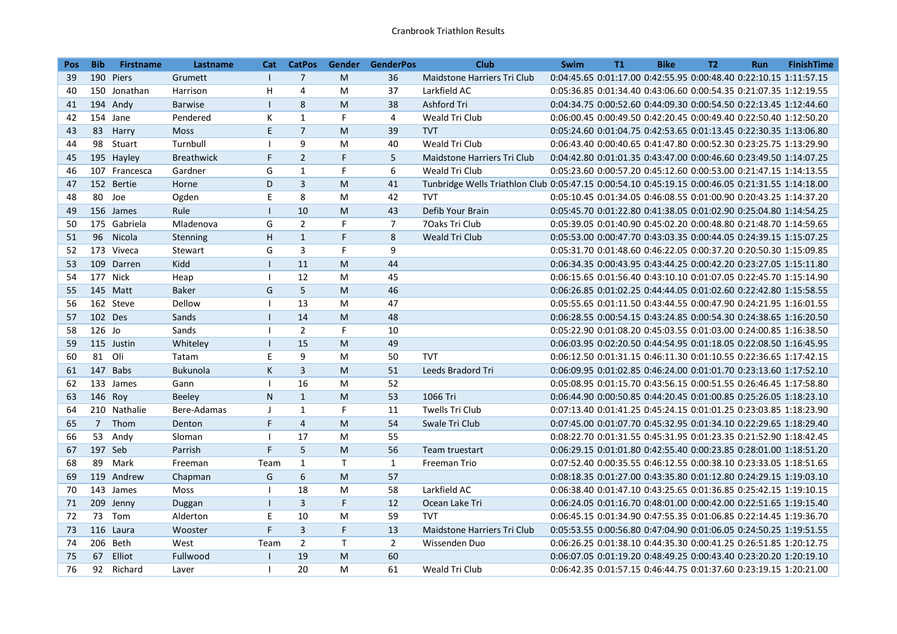Cranbrook Triathlon Results

| Pos | Bib | Firstname | Lastname | Cat | CatPos | Gender | GenderPos | Club | Swim | T1 | Bike | T2 | Run | FinishTime |
|---|---|---|---|---|---|---|---|---|---|---|---|---|---|---|
| 39 | 190 | Piers | Grumett | I | 7 | M | 36 | Maidstone Harriers Tri Club | 0:04:45.65 | 0:01:17.00 | 0:42:55.95 | 0:00:48.40 | 0:22:10.15 | 1:11:57.15 |
| 40 | 150 | Jonathan | Harrison | H | 4 | M | 37 | Larkfield AC | 0:05:36.85 | 0:01:34.40 | 0:43:06.60 | 0:00:54.35 | 0:21:07.35 | 1:12:19.55 |
| 41 | 194 | Andy | Barwise | I | 8 | M | 38 | Ashford Tri | 0:04:34.75 | 0:00:52.60 | 0:44:09.30 | 0:00:54.50 | 0:22:13.45 | 1:12:44.60 |
| 42 | 154 | Jane | Pendered | K | 1 | F | 4 | Weald Tri Club | 0:06:00.45 | 0:00:49.50 | 0:42:20.45 | 0:00:49.40 | 0:22:50.40 | 1:12:50.20 |
| 43 | 83 | Harry | Moss | E | 7 | M | 39 | TVT | 0:05:24.60 | 0:01:04.75 | 0:42:53.65 | 0:01:13.45 | 0:22:30.35 | 1:13:06.80 |
| 44 | 98 | Stuart | Turnbull | I | 9 | M | 40 | Weald Tri Club | 0:06:43.40 | 0:00:40.65 | 0:41:47.80 | 0:00:52.30 | 0:23:25.75 | 1:13:29.90 |
| 45 | 195 | Hayley | Breathwick | F | 2 | F | 5 | Maidstone Harriers Tri Club | 0:04:42.80 | 0:01:01.35 | 0:43:47.00 | 0:00:46.60 | 0:23:49.50 | 1:14:07.25 |
| 46 | 107 | Francesca | Gardner | G | 1 | F | 6 | Weald Tri Club | 0:05:23.60 | 0:00:57.20 | 0:45:12.60 | 0:00:53.00 | 0:21:47.15 | 1:14:13.55 |
| 47 | 152 | Bertie | Horne | D | 3 | M | 41 | Tunbridge Wells Triathlon Club | 0:05:47.15 | 0:00:54.10 | 0:45:19.15 | 0:00:46.05 | 0:21:31.55 | 1:14:18.00 |
| 48 | 80 | Joe | Ogden | E | 8 | M | 42 | TVT | 0:05:10.45 | 0:01:34.05 | 0:46:08.55 | 0:01:00.90 | 0:20:43.25 | 1:14:37.20 |
| 49 | 156 | James | Rule | I | 10 | M | 43 | Defib Your Brain | 0:05:45.70 | 0:01:22.80 | 0:41:38.05 | 0:01:02.90 | 0:25:04.80 | 1:14:54.25 |
| 50 | 175 | Gabriela | Mladenova | G | 2 | F | 7 | 7Oaks Tri Club | 0:05:39.05 | 0:01:40.90 | 0:45:02.20 | 0:00:48.80 | 0:21:48.70 | 1:14:59.65 |
| 51 | 96 | Nicola | Stenning | H | 1 | F | 8 | Weald Tri Club | 0:05:53.00 | 0:00:47.70 | 0:43:03.35 | 0:00:44.05 | 0:24:39.15 | 1:15:07.25 |
| 52 | 173 | Viveca | Stewart | G | 3 | F | 9 | | 0:05:31.70 | 0:01:48.60 | 0:46:22.05 | 0:00:37.20 | 0:20:50.30 | 1:15:09.85 |
| 53 | 109 | Darren | Kidd | I | 11 | M | 44 | | 0:06:34.35 | 0:00:43.95 | 0:43:44.25 | 0:00:42.20 | 0:23:27.05 | 1:15:11.80 |
| 54 | 177 | Nick | Heap | I | 12 | M | 45 | | 0:06:15.65 | 0:01:56.40 | 0:43:10.10 | 0:01:07.05 | 0:22:45.70 | 1:15:14.90 |
| 55 | 145 | Matt | Baker | G | 5 | M | 46 | | 0:06:26.85 | 0:01:02.25 | 0:44:44.05 | 0:01:02.60 | 0:22:42.80 | 1:15:58.55 |
| 56 | 162 | Steve | Dellow | I | 13 | M | 47 | | 0:05:55.65 | 0:01:11.50 | 0:43:44.55 | 0:00:47.90 | 0:24:21.95 | 1:16:01.55 |
| 57 | 102 | Des | Sands | I | 14 | M | 48 | | 0:06:28.55 | 0:00:54.15 | 0:43:24.85 | 0:00:54.30 | 0:24:38.65 | 1:16:20.50 |
| 58 | 126 | Jo | Sands | I | 2 | F | 10 | | 0:05:22.90 | 0:01:08.20 | 0:45:03.55 | 0:01:03.00 | 0:24:00.85 | 1:16:38.50 |
| 59 | 115 | Justin | Whiteley | I | 15 | M | 49 | | 0:06:03.95 | 0:02:20.50 | 0:44:54.95 | 0:01:18.05 | 0:22:08.50 | 1:16:45.95 |
| 60 | 81 | Oli | Tatam | E | 9 | M | 50 | TVT | 0:06:12.50 | 0:01:31.15 | 0:46:11.30 | 0:01:10.55 | 0:22:36.65 | 1:17:42.15 |
| 61 | 147 | Babs | Bukunola | K | 3 | M | 51 | Leeds Bradord Tri | 0:06:09.95 | 0:01:02.85 | 0:46:24.00 | 0:01:01.70 | 0:23:13.60 | 1:17:52.10 |
| 62 | 133 | James | Gann | I | 16 | M | 52 | | 0:05:08.95 | 0:01:15.70 | 0:43:56.15 | 0:00:51.55 | 0:26:46.45 | 1:17:58.80 |
| 63 | 146 | Roy | Beeley | N | 1 | M | 53 | 1066 Tri | 0:06:44.90 | 0:00:50.85 | 0:44:20.45 | 0:01:00.85 | 0:25:26.05 | 1:18:23.10 |
| 64 | 210 | Nathalie | Bere-Adamas | J | 1 | F | 11 | Twells Tri Club | 0:07:13.40 | 0:01:41.25 | 0:45:24.15 | 0:01:01.25 | 0:23:03.85 | 1:18:23.90 |
| 65 | 7 | Thom | Denton | F | 4 | M | 54 | Swale Tri Club | 0:07:45.00 | 0:01:07.70 | 0:45:32.95 | 0:01:34.10 | 0:22:29.65 | 1:18:29.40 |
| 66 | 53 | Andy | Sloman | I | 17 | M | 55 | | 0:08:22.70 | 0:01:31.55 | 0:45:31.95 | 0:01:23.35 | 0:21:52.90 | 1:18:42.45 |
| 67 | 197 | Seb | Parrish | F | 5 | M | 56 | Team truestart | 0:06:29.15 | 0:01:01.80 | 0:42:55.40 | 0:00:23.85 | 0:28:01.00 | 1:18:51.20 |
| 68 | 89 | Mark | Freeman | Team | 1 | T | 1 | Freeman Trio | 0:07:52.40 | 0:00:35.55 | 0:46:12.55 | 0:00:38.10 | 0:23:33.05 | 1:18:51.65 |
| 69 | 119 | Andrew | Chapman | G | 6 | M | 57 | | 0:08:18.35 | 0:01:27.00 | 0:43:35.80 | 0:01:12.80 | 0:24:29.15 | 1:19:03.10 |
| 70 | 143 | James | Moss | I | 18 | M | 58 | Larkfield AC | 0:06:38.40 | 0:01:47.10 | 0:43:25.65 | 0:01:36.85 | 0:25:42.15 | 1:19:10.15 |
| 71 | 209 | Jenny | Duggan | I | 3 | F | 12 | Ocean Lake Tri | 0:06:24.05 | 0:01:16.70 | 0:48:01.00 | 0:00:42.00 | 0:22:51.65 | 1:19:15.40 |
| 72 | 73 | Tom | Alderton | E | 10 | M | 59 | TVT | 0:06:45.15 | 0:01:34.90 | 0:47:55.35 | 0:01:06.85 | 0:22:14.45 | 1:19:36.70 |
| 73 | 116 | Laura | Wooster | F | 3 | F | 13 | Maidstone Harriers Tri Club | 0:05:53.55 | 0:00:56.80 | 0:47:04.90 | 0:01:06.05 | 0:24:50.25 | 1:19:51.55 |
| 74 | 206 | Beth | West | Team | 2 | T | 2 | Wissenden Duo | 0:06:26.25 | 0:01:38.10 | 0:44:35.30 | 0:00:41.25 | 0:26:51.85 | 1:20:12.75 |
| 75 | 67 | Elliot | Fullwood | I | 19 | M | 60 | | 0:06:07.05 | 0:01:19.20 | 0:48:49.25 | 0:00:43.40 | 0:23:20.20 | 1:20:19.10 |
| 76 | 92 | Richard | Laver | I | 20 | M | 61 | Weald Tri Club | 0:06:42.35 | 0:01:57.15 | 0:46:44.75 | 0:01:37.60 | 0:23:19.15 | 1:20:21.00 |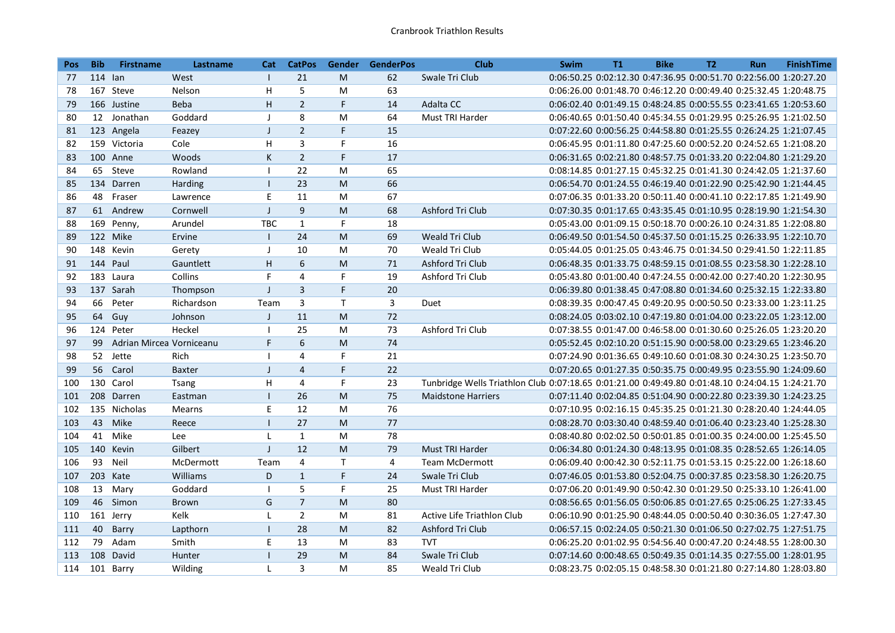# Cranbrook Triathlon Results

| Pos | Bib | Firstname | Lastname | Cat | CatPos | Gender | GenderPos | Club | Swim | T1 | Bike | T2 | Run | FinishTime |
|---|---|---|---|---|---|---|---|---|---|---|---|---|---|---|
| 77 | 114 | Ian | West | I | 21 | M | 62 | Swale Tri Club | 0:06:50.25 | 0:02:12.30 | 0:47:36.95 | 0:00:51.70 | 0:22:56.00 | 1:20:27.20 |
| 78 | 167 | Steve | Nelson | H | 5 | M | 63 | | 0:06:26.00 | 0:01:48.70 | 0:46:12.20 | 0:00:49.40 | 0:25:32.45 | 1:20:48.75 |
| 79 | 166 | Justine | Beba | H | 2 | F | 14 | Adalta CC | 0:06:02.40 | 0:01:49.15 | 0:48:24.85 | 0:00:55.55 | 0:23:41.65 | 1:20:53.60 |
| 80 | 12 | Jonathan | Goddard | J | 8 | M | 64 | Must TRI Harder | 0:06:40.65 | 0:01:50.40 | 0:45:34.55 | 0:01:29.95 | 0:25:26.95 | 1:21:02.50 |
| 81 | 123 | Angela | Feazey | J | 2 | F | 15 | | 0:07:22.60 | 0:00:56.25 | 0:44:58.80 | 0:01:25.55 | 0:26:24.25 | 1:21:07.45 |
| 82 | 159 | Victoria | Cole | H | 3 | F | 16 | | 0:06:45.95 | 0:01:11.80 | 0:47:25.60 | 0:00:52.20 | 0:24:52.65 | 1:21:08.20 |
| 83 | 100 | Anne | Woods | K | 2 | F | 17 | | 0:06:31.65 | 0:02:21.80 | 0:48:57.75 | 0:01:33.20 | 0:22:04.80 | 1:21:29.20 |
| 84 | 65 | Steve | Rowland | I | 22 | M | 65 | | 0:08:14.85 | 0:01:27.15 | 0:45:32.25 | 0:01:41.30 | 0:24:42.05 | 1:21:37.60 |
| 85 | 134 | Darren | Harding | I | 23 | M | 66 | | 0:06:54.70 | 0:01:24.55 | 0:46:19.40 | 0:01:22.90 | 0:25:42.90 | 1:21:44.45 |
| 86 | 48 | Fraser | Lawrence | E | 11 | M | 67 | | 0:07:06.35 | 0:01:33.20 | 0:50:11.40 | 0:00:41.10 | 0:22:17.85 | 1:21:49.90 |
| 87 | 61 | Andrew | Cornwell | J | 9 | M | 68 | Ashford Tri Club | 0:07:30.35 | 0:01:17.65 | 0:43:35.45 | 0:01:10.95 | 0:28:19.90 | 1:21:54.30 |
| 88 | 169 | Penny, | Arundel | TBC | 1 | F | 18 | | 0:05:43.00 | 0:01:09.15 | 0:50:18.70 | 0:00:26.10 | 0:24:31.85 | 1:22:08.80 |
| 89 | 122 | Mike | Ervine | I | 24 | M | 69 | Weald Tri Club | 0:06:49.50 | 0:01:54.50 | 0:45:37.50 | 0:01:15.25 | 0:26:33.95 | 1:22:10.70 |
| 90 | 148 | Kevin | Gerety | J | 10 | M | 70 | Weald Tri Club | 0:05:44.05 | 0:01:25.05 | 0:43:46.75 | 0:01:34.50 | 0:29:41.50 | 1:22:11.85 |
| 91 | 144 | Paul | Gauntlett | H | 6 | M | 71 | Ashford Tri Club | 0:06:48.35 | 0:01:33.75 | 0:48:59.15 | 0:01:08.55 | 0:23:58.30 | 1:22:28.10 |
| 92 | 183 | Laura | Collins | F | 4 | F | 19 | Ashford Tri Club | 0:05:43.80 | 0:01:00.40 | 0:47:24.55 | 0:00:42.00 | 0:27:40.20 | 1:22:30.95 |
| 93 | 137 | Sarah | Thompson | J | 3 | F | 20 | | 0:06:39.80 | 0:01:38.45 | 0:47:08.80 | 0:01:34.60 | 0:25:32.15 | 1:22:33.80 |
| 94 | 66 | Peter | Richardson | Team | 3 | T | 3 | Duet | 0:08:39.35 | 0:00:47.45 | 0:49:20.95 | 0:00:50.50 | 0:23:33.00 | 1:23:11.25 |
| 95 | 64 | Guy | Johnson | J | 11 | M | 72 | | 0:08:24.05 | 0:03:02.10 | 0:47:19.80 | 0:01:04.00 | 0:23:22.05 | 1:23:12.00 |
| 96 | 124 | Peter | Heckel | I | 25 | M | 73 | Ashford Tri Club | 0:07:38.55 | 0:01:47.00 | 0:46:58.00 | 0:01:30.60 | 0:25:26.05 | 1:23:20.20 |
| 97 | 99 | Adrian Mircea | Vorniceanu | F | 6 | M | 74 | | 0:05:52.45 | 0:02:10.20 | 0:51:15.90 | 0:00:58.00 | 0:23:29.65 | 1:23:46.20 |
| 98 | 52 | Jette | Rich | I | 4 | F | 21 | | 0:07:24.90 | 0:01:36.65 | 0:49:10.60 | 0:01:08.30 | 0:24:30.25 | 1:23:50.70 |
| 99 | 56 | Carol | Baxter | J | 4 | F | 22 | | 0:07:20.65 | 0:01:27.35 | 0:50:35.75 | 0:00:49.95 | 0:23:55.90 | 1:24:09.60 |
| 100 | 130 | Carol | Tsang | H | 4 | F | 23 | Tunbridge Wells Triathlon Club | 0:07:18.65 | 0:01:21.00 | 0:49:49.80 | 0:01:48.10 | 0:24:04.15 | 1:24:21.70 |
| 101 | 208 | Darren | Eastman | I | 26 | M | 75 | Maidstone Harriers | 0:07:11.40 | 0:02:04.85 | 0:51:04.90 | 0:00:22.80 | 0:23:39.30 | 1:24:23.25 |
| 102 | 135 | Nicholas | Mearns | E | 12 | M | 76 | | 0:07:10.95 | 0:02:16.15 | 0:45:35.25 | 0:01:21.30 | 0:28:20.40 | 1:24:44.05 |
| 103 | 43 | Mike | Reece | I | 27 | M | 77 | | 0:08:28.70 | 0:03:30.40 | 0:48:59.40 | 0:01:06.40 | 0:23:23.40 | 1:25:28.30 |
| 104 | 41 | Mike | Lee | L | 1 | M | 78 | | 0:08:40.80 | 0:02:02.50 | 0:50:01.85 | 0:01:00.35 | 0:24:00.00 | 1:25:45.50 |
| 105 | 140 | Kevin | Gilbert | J | 12 | M | 79 | Must TRI Harder | 0:06:34.80 | 0:01:24.30 | 0:48:13.95 | 0:01:08.35 | 0:28:52.65 | 1:26:14.05 |
| 106 | 93 | Neil | McDermott | Team | 4 | T | 4 | Team McDermott | 0:06:09.40 | 0:00:42.30 | 0:52:11.75 | 0:01:53.15 | 0:25:22.00 | 1:26:18.60 |
| 107 | 203 | Kate | Williams | D | 1 | F | 24 | Swale Tri Club | 0:07:46.05 | 0:01:53.80 | 0:52:04.75 | 0:00:37.85 | 0:23:58.30 | 1:26:20.75 |
| 108 | 13 | Mary | Goddard | I | 5 | F | 25 | Must TRI Harder | 0:07:06.20 | 0:01:49.90 | 0:50:42.30 | 0:01:29.50 | 0:25:33.10 | 1:26:41.00 |
| 109 | 46 | Simon | Brown | G | 7 | M | 80 | | 0:08:56.65 | 0:01:56.05 | 0:50:06.85 | 0:01:27.65 | 0:25:06.25 | 1:27:33.45 |
| 110 | 161 | Jerry | Kelk | L | 2 | M | 81 | Active Life Triathlon Club | 0:06:10.90 | 0:01:25.90 | 0:48:44.05 | 0:00:50.40 | 0:30:36.05 | 1:27:47.30 |
| 111 | 40 | Barry | Lapthorn | I | 28 | M | 82 | Ashford Tri Club | 0:06:57.15 | 0:02:24.05 | 0:50:21.30 | 0:01:06.50 | 0:27:02.75 | 1:27:51.75 |
| 112 | 79 | Adam | Smith | E | 13 | M | 83 | TVT | 0:06:25.20 | 0:01:02.95 | 0:54:56.40 | 0:00:47.20 | 0:24:48.55 | 1:28:00.30 |
| 113 | 108 | David | Hunter | I | 29 | M | 84 | Swale Tri Club | 0:07:14.60 | 0:00:48.65 | 0:50:49.35 | 0:01:14.35 | 0:27:55.00 | 1:28:01.95 |
| 114 | 101 | Barry | Wilding | L | 3 | M | 85 | Weald Tri Club | 0:08:23.75 | 0:02:05.15 | 0:48:58.30 | 0:01:21.80 | 0:27:14.80 | 1:28:03.80 |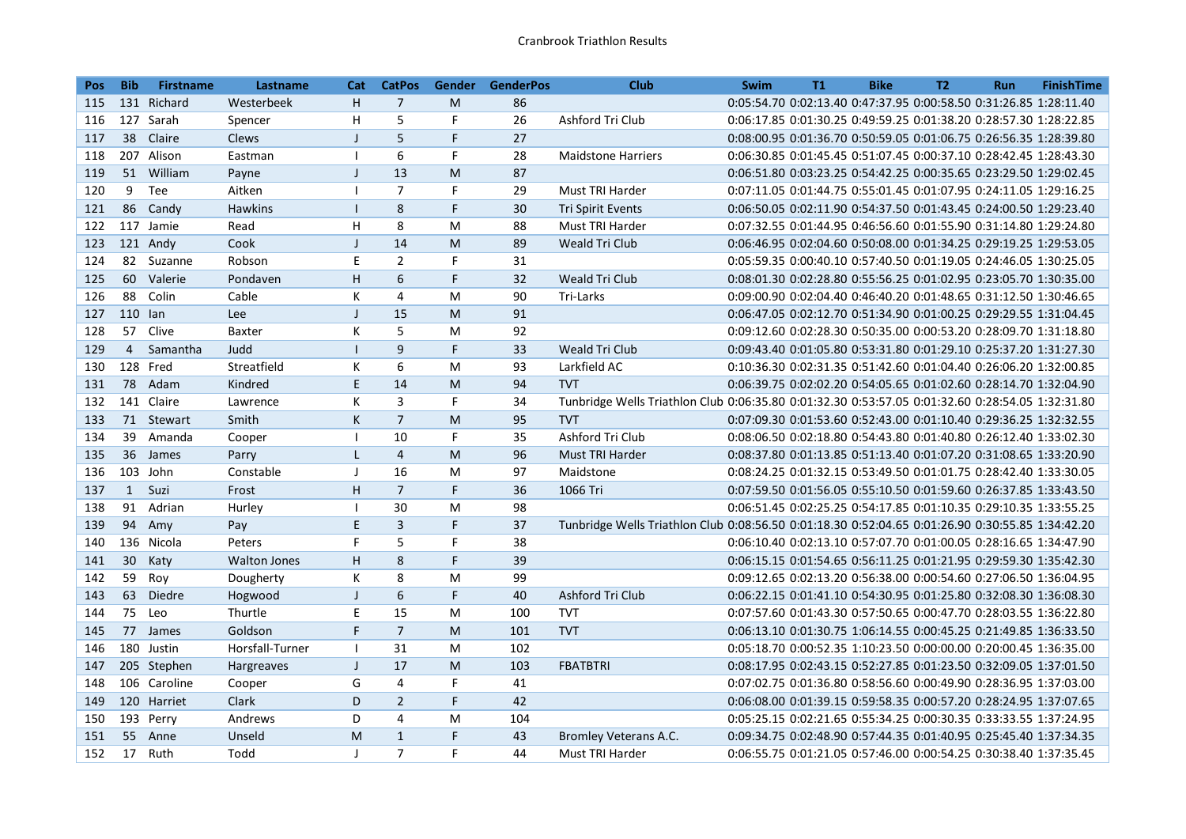Cranbrook Triathlon Results

| Pos | Bib | Firstname | Lastname | Cat | CatPos | Gender | GenderPos | Club | Swim | T1 | Bike | T2 | Run | FinishTime |
|---|---|---|---|---|---|---|---|---|---|---|---|---|---|---|
| 115 | 131 | Richard | Westerbeek | H | 7 | M | 86 | | 0:05:54.70 | 0:02:13.40 | 0:47:37.95 | 0:00:58.50 | 0:31:26.85 | 1:28:11.40 |
| 116 | 127 | Sarah | Spencer | H | 5 | F | 26 | Ashford Tri Club | 0:06:17.85 | 0:01:30.25 | 0:49:59.25 | 0:01:38.20 | 0:28:57.30 | 1:28:22.85 |
| 117 | 38 | Claire | Clews | J | 5 | F | 27 | | 0:08:00.95 | 0:01:36.70 | 0:50:59.05 | 0:01:06.75 | 0:26:56.35 | 1:28:39.80 |
| 118 | 207 | Alison | Eastman | I | 6 | F | 28 | Maidstone Harriers | 0:06:30.85 | 0:01:45.45 | 0:51:07.45 | 0:00:37.10 | 0:28:42.45 | 1:28:43.30 |
| 119 | 51 | William | Payne | J | 13 | M | 87 | | 0:06:51.80 | 0:03:23.25 | 0:54:42.25 | 0:00:35.65 | 0:23:29.50 | 1:29:02.45 |
| 120 | 9 | Tee | Aitken | I | 7 | F | 29 | Must TRI Harder | 0:07:11.05 | 0:01:44.75 | 0:55:01.45 | 0:01:07.95 | 0:24:11.05 | 1:29:16.25 |
| 121 | 86 | Candy | Hawkins | I | 8 | F | 30 | Tri Spirit Events | 0:06:50.05 | 0:02:11.90 | 0:54:37.50 | 0:01:43.45 | 0:24:00.50 | 1:29:23.40 |
| 122 | 117 | Jamie | Read | H | 8 | M | 88 | Must TRI Harder | 0:07:32.55 | 0:01:44.95 | 0:46:56.60 | 0:01:55.90 | 0:31:14.80 | 1:29:24.80 |
| 123 | 121 | Andy | Cook | J | 14 | M | 89 | Weald Tri Club | 0:06:46.95 | 0:02:04.60 | 0:50:08.00 | 0:01:34.25 | 0:29:19.25 | 1:29:53.05 |
| 124 | 82 | Suzanne | Robson | E | 2 | F | 31 | | 0:05:59.35 | 0:00:40.10 | 0:57:40.50 | 0:01:19.05 | 0:24:46.05 | 1:30:25.05 |
| 125 | 60 | Valerie | Pondaven | H | 6 | F | 32 | Weald Tri Club | 0:08:01.30 | 0:02:28.80 | 0:55:56.25 | 0:01:02.95 | 0:23:05.70 | 1:30:35.00 |
| 126 | 88 | Colin | Cable | K | 4 | M | 90 | Tri-Larks | 0:09:00.90 | 0:02:04.40 | 0:46:40.20 | 0:01:48.65 | 0:31:12.50 | 1:30:46.65 |
| 127 | 110 | Ian | Lee | J | 15 | M | 91 | | 0:06:47.05 | 0:02:12.70 | 0:51:34.90 | 0:01:00.25 | 0:29:29.55 | 1:31:04.45 |
| 128 | 57 | Clive | Baxter | K | 5 | M | 92 | | 0:09:12.60 | 0:02:28.30 | 0:50:35.00 | 0:00:53.20 | 0:28:09.70 | 1:31:18.80 |
| 129 | 4 | Samantha | Judd | I | 9 | F | 33 | Weald Tri Club | 0:09:43.40 | 0:01:05.80 | 0:53:31.80 | 0:01:29.10 | 0:25:37.20 | 1:31:27.30 |
| 130 | 128 | Fred | Streatfield | K | 6 | M | 93 | Larkfield AC | 0:10:36.30 | 0:02:31.35 | 0:51:42.60 | 0:01:04.40 | 0:26:06.20 | 1:32:00.85 |
| 131 | 78 | Adam | Kindred | E | 14 | M | 94 | TVT | 0:06:39.75 | 0:02:02.20 | 0:54:05.65 | 0:01:02.60 | 0:28:14.70 | 1:32:04.90 |
| 132 | 141 | Claire | Lawrence | K | 3 | F | 34 | Tunbridge Wells Triathlon Club | 0:06:35.80 | 0:01:32.30 | 0:53:57.05 | 0:01:32.60 | 0:28:54.05 | 1:32:31.80 |
| 133 | 71 | Stewart | Smith | K | 7 | M | 95 | TVT | 0:07:09.30 | 0:01:53.60 | 0:52:43.00 | 0:01:10.40 | 0:29:36.25 | 1:32:32.55 |
| 134 | 39 | Amanda | Cooper | I | 10 | F | 35 | Ashford Tri Club | 0:08:06.50 | 0:02:18.80 | 0:54:43.80 | 0:01:40.80 | 0:26:12.40 | 1:33:02.30 |
| 135 | 36 | James | Parry | L | 4 | M | 96 | Must TRI Harder | 0:08:37.80 | 0:01:13.85 | 0:51:13.40 | 0:01:07.20 | 0:31:08.65 | 1:33:20.90 |
| 136 | 103 | John | Constable | J | 16 | M | 97 | Maidstone | 0:08:24.25 | 0:01:32.15 | 0:53:49.50 | 0:01:01.75 | 0:28:42.40 | 1:33:30.05 |
| 137 | 1 | Suzi | Frost | H | 7 | F | 36 | 1066 Tri | 0:07:59.50 | 0:01:56.05 | 0:55:10.50 | 0:01:59.60 | 0:26:37.85 | 1:33:43.50 |
| 138 | 91 | Adrian | Hurley | I | 30 | M | 98 | | 0:06:51.45 | 0:02:25.25 | 0:54:17.85 | 0:01:10.35 | 0:29:10.35 | 1:33:55.25 |
| 139 | 94 | Amy | Pay | E | 3 | F | 37 | Tunbridge Wells Triathlon Club | 0:08:56.50 | 0:01:18.30 | 0:52:04.65 | 0:01:26.90 | 0:30:55.85 | 1:34:42.20 |
| 140 | 136 | Nicola | Peters | F | 5 | F | 38 | | 0:06:10.40 | 0:02:13.10 | 0:57:07.70 | 0:01:00.05 | 0:28:16.65 | 1:34:47.90 |
| 141 | 30 | Katy | Walton Jones | H | 8 | F | 39 | | 0:06:15.15 | 0:01:54.65 | 0:56:11.25 | 0:01:21.95 | 0:29:59.30 | 1:35:42.30 |
| 142 | 59 | Roy | Dougherty | K | 8 | M | 99 | | 0:09:12.65 | 0:02:13.20 | 0:56:38.00 | 0:00:54.60 | 0:27:06.50 | 1:36:04.95 |
| 143 | 63 | Diedre | Hogwood | J | 6 | F | 40 | Ashford Tri Club | 0:06:22.15 | 0:01:41.10 | 0:54:30.95 | 0:01:25.80 | 0:32:08.30 | 1:36:08.30 |
| 144 | 75 | Leo | Thurtle | E | 15 | M | 100 | TVT | 0:07:57.60 | 0:01:43.30 | 0:57:50.65 | 0:00:47.70 | 0:28:03.55 | 1:36:22.80 |
| 145 | 77 | James | Goldson | F | 7 | M | 101 | TVT | 0:06:13.10 | 0:01:30.75 | 1:06:14.55 | 0:00:45.25 | 0:21:49.85 | 1:36:33.50 |
| 146 | 180 | Justin | Horsfall-Turner | I | 31 | M | 102 | | 0:05:18.70 | 0:00:52.35 | 1:10:23.50 | 0:00:00.00 | 0:20:00.45 | 1:36:35.00 |
| 147 | 205 | Stephen | Hargreaves | J | 17 | M | 103 | FBATBTRI | 0:08:17.95 | 0:02:43.15 | 0:52:27.85 | 0:01:23.50 | 0:32:09.05 | 1:37:01.50 |
| 148 | 106 | Caroline | Cooper | G | 4 | F | 41 | | 0:07:02.75 | 0:01:36.80 | 0:58:56.60 | 0:00:49.90 | 0:28:36.95 | 1:37:03.00 |
| 149 | 120 | Harriet | Clark | D | 2 | F | 42 | | 0:06:08.00 | 0:01:39.15 | 0:59:58.35 | 0:00:57.20 | 0:28:24.95 | 1:37:07.65 |
| 150 | 193 | Perry | Andrews | D | 4 | M | 104 | | 0:05:25.15 | 0:02:21.65 | 0:55:34.25 | 0:00:30.35 | 0:33:33.55 | 1:37:24.95 |
| 151 | 55 | Anne | Unseld | M | 1 | F | 43 | Bromley Veterans A.C. | 0:09:34.75 | 0:02:48.90 | 0:57:44.35 | 0:01:40.95 | 0:25:45.40 | 1:37:34.35 |
| 152 | 17 | Ruth | Todd | J | 7 | F | 44 | Must TRI Harder | 0:06:55.75 | 0:01:21.05 | 0:57:46.00 | 0:00:54.25 | 0:30:38.40 | 1:37:35.45 |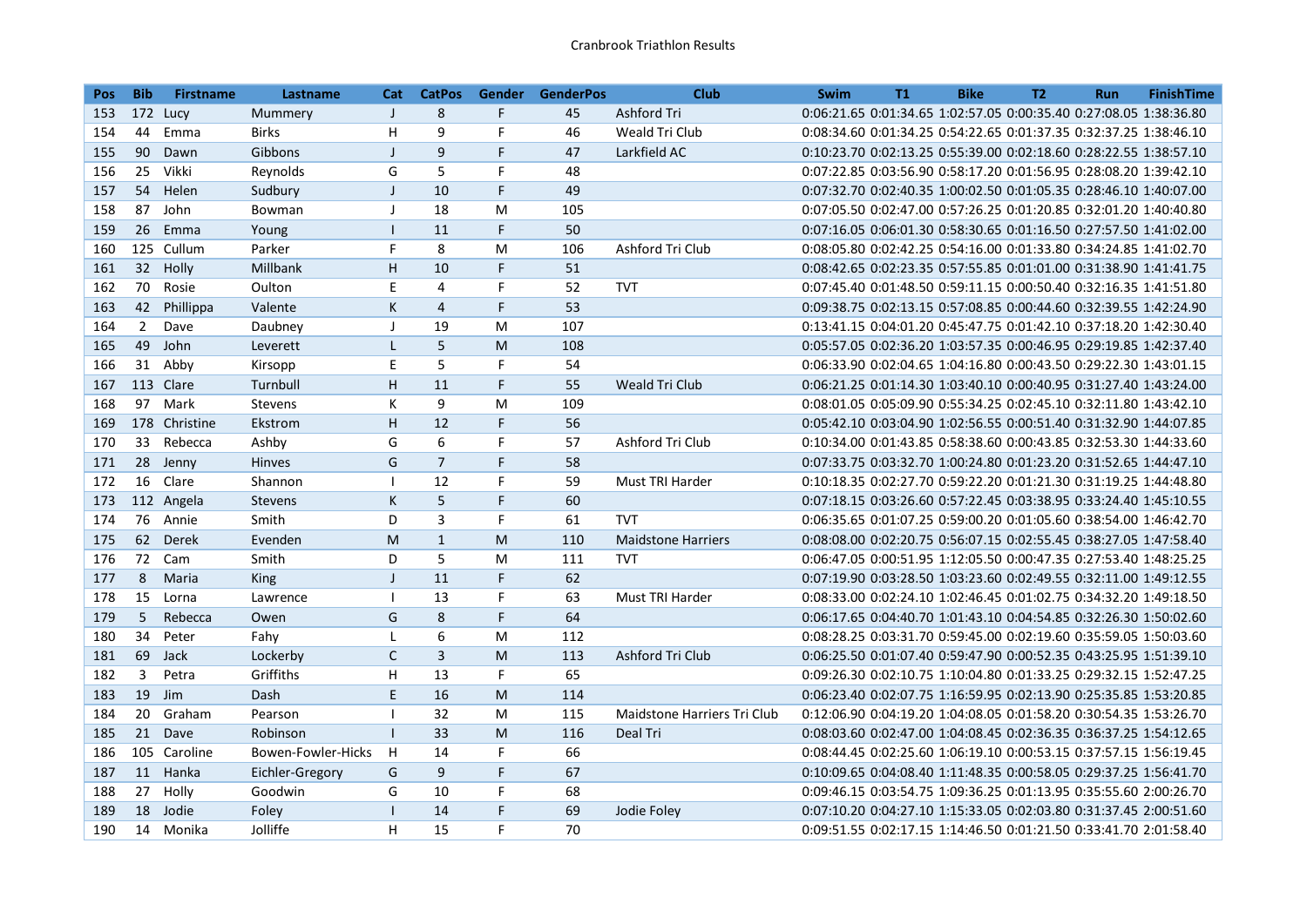Cranbrook Triathlon Results

| Pos | Bib | Firstname | Lastname | Cat | CatPos | Gender | GenderPos | Club | Swim | T1 | Bike | T2 | Run | FinishTime |
|---|---|---|---|---|---|---|---|---|---|---|---|---|---|---|
| 153 | 172 | Lucy | Mummery | J | 8 | F | 45 | Ashford Tri | 0:06:21.65 | 0:01:34.65 | 1:02:57.05 | 0:00:35.40 | 0:27:08.05 | 1:38:36.80 |
| 154 | 44 | Emma | Birks | H | 9 | F | 46 | Weald Tri Club | 0:08:34.60 | 0:01:34.25 | 0:54:22.65 | 0:01:37.35 | 0:32:37.25 | 1:38:46.10 |
| 155 | 90 | Dawn | Gibbons | J | 9 | F | 47 | Larkfield AC | 0:10:23.70 | 0:02:13.25 | 0:55:39.00 | 0:02:18.60 | 0:28:22.55 | 1:38:57.10 |
| 156 | 25 | Vikki | Reynolds | G | 5 | F | 48 | | 0:07:22.85 | 0:03:56.90 | 0:58:17.20 | 0:01:56.95 | 0:28:08.20 | 1:39:42.10 |
| 157 | 54 | Helen | Sudbury | J | 10 | F | 49 | | 0:07:32.70 | 0:02:40.35 | 1:00:02.50 | 0:01:05.35 | 0:28:46.10 | 1:40:07.00 |
| 158 | 87 | John | Bowman | J | 18 | M | 105 | | 0:07:05.50 | 0:02:47.00 | 0:57:26.25 | 0:01:20.85 | 0:32:01.20 | 1:40:40.80 |
| 159 | 26 | Emma | Young | I | 11 | F | 50 | | 0:07:16.05 | 0:06:01.30 | 0:58:30.65 | 0:01:16.50 | 0:27:57.50 | 1:41:02.00 |
| 160 | 125 | Cullum | Parker | F | 8 | M | 106 | Ashford Tri Club | 0:08:05.80 | 0:02:42.25 | 0:54:16.00 | 0:01:33.80 | 0:34:24.85 | 1:41:02.70 |
| 161 | 32 | Holly | Millbank | H | 10 | F | 51 | | 0:08:42.65 | 0:02:23.35 | 0:57:55.85 | 0:01:01.00 | 0:31:38.90 | 1:41:41.75 |
| 162 | 70 | Rosie | Oulton | E | 4 | F | 52 | TVT | 0:07:45.40 | 0:01:48.50 | 0:59:11.15 | 0:00:50.40 | 0:32:16.35 | 1:41:51.80 |
| 163 | 42 | Phillippa | Valente | K | 4 | F | 53 | | 0:09:38.75 | 0:02:13.15 | 0:57:08.85 | 0:00:44.60 | 0:32:39.55 | 1:42:24.90 |
| 164 | 2 | Dave | Daubney | J | 19 | M | 107 | | 0:13:41.15 | 0:04:01.20 | 0:45:47.75 | 0:01:42.10 | 0:37:18.20 | 1:42:30.40 |
| 165 | 49 | John | Leverett | L | 5 | M | 108 | | 0:05:57.05 | 0:02:36.20 | 1:03:57.35 | 0:00:46.95 | 0:29:19.85 | 1:42:37.40 |
| 166 | 31 | Abby | Kirsopp | E | 5 | F | 54 | | 0:06:33.90 | 0:02:04.65 | 1:04:16.80 | 0:00:43.50 | 0:29:22.30 | 1:43:01.15 |
| 167 | 113 | Clare | Turnbull | H | 11 | F | 55 | Weald Tri Club | 0:06:21.25 | 0:01:14.30 | 1:03:40.10 | 0:00:40.95 | 0:31:27.40 | 1:43:24.00 |
| 168 | 97 | Mark | Stevens | K | 9 | M | 109 | | 0:08:01.05 | 0:05:09.90 | 0:55:34.25 | 0:02:45.10 | 0:32:11.80 | 1:43:42.10 |
| 169 | 178 | Christine | Ekstrom | H | 12 | F | 56 | | 0:05:42.10 | 0:03:04.90 | 1:02:56.55 | 0:00:51.40 | 0:31:32.90 | 1:44:07.85 |
| 170 | 33 | Rebecca | Ashby | G | 6 | F | 57 | Ashford Tri Club | 0:10:34.00 | 0:01:43.85 | 0:58:38.60 | 0:00:43.85 | 0:32:53.30 | 1:44:33.60 |
| 171 | 28 | Jenny | Hinves | G | 7 | F | 58 | | 0:07:33.75 | 0:03:32.70 | 1:00:24.80 | 0:01:23.20 | 0:31:52.65 | 1:44:47.10 |
| 172 | 16 | Clare | Shannon | I | 12 | F | 59 | Must TRI Harder | 0:10:18.35 | 0:02:27.70 | 0:59:22.20 | 0:01:21.30 | 0:31:19.25 | 1:44:48.80 |
| 173 | 112 | Angela | Stevens | K | 5 | F | 60 | | 0:07:18.15 | 0:03:26.60 | 0:57:22.45 | 0:03:38.95 | 0:33:24.40 | 1:45:10.55 |
| 174 | 76 | Annie | Smith | D | 3 | F | 61 | TVT | 0:06:35.65 | 0:01:07.25 | 0:59:00.20 | 0:01:05.60 | 0:38:54.00 | 1:46:42.70 |
| 175 | 62 | Derek | Evenden | M | 1 | M | 110 | Maidstone Harriers | 0:08:08.00 | 0:02:20.75 | 0:56:07.15 | 0:02:55.45 | 0:38:27.05 | 1:47:58.40 |
| 176 | 72 | Cam | Smith | D | 5 | M | 111 | TVT | 0:06:47.05 | 0:00:51.95 | 1:12:05.50 | 0:00:47.35 | 0:27:53.40 | 1:48:25.25 |
| 177 | 8 | Maria | King | J | 11 | F | 62 | | 0:07:19.90 | 0:03:28.50 | 1:03:23.60 | 0:02:49.55 | 0:32:11.00 | 1:49:12.55 |
| 178 | 15 | Lorna | Lawrence | I | 13 | F | 63 | Must TRI Harder | 0:08:33.00 | 0:02:24.10 | 1:02:46.45 | 0:01:02.75 | 0:34:32.20 | 1:49:18.50 |
| 179 | 5 | Rebecca | Owen | G | 8 | F | 64 | | 0:06:17.65 | 0:04:40.70 | 1:01:43.10 | 0:04:54.85 | 0:32:26.30 | 1:50:02.60 |
| 180 | 34 | Peter | Fahy | L | 6 | M | 112 | | 0:08:28.25 | 0:03:31.70 | 0:59:45.00 | 0:02:19.60 | 0:35:59.05 | 1:50:03.60 |
| 181 | 69 | Jack | Lockerby | C | 3 | M | 113 | Ashford Tri Club | 0:06:25.50 | 0:01:07.40 | 0:59:47.90 | 0:00:52.35 | 0:43:25.95 | 1:51:39.10 |
| 182 | 3 | Petra | Griffiths | H | 13 | F | 65 | | 0:09:26.30 | 0:02:10.75 | 1:10:04.80 | 0:01:33.25 | 0:29:32.15 | 1:52:47.25 |
| 183 | 19 | Jim | Dash | E | 16 | M | 114 | | 0:06:23.40 | 0:02:07.75 | 1:16:59.95 | 0:02:13.90 | 0:25:35.85 | 1:53:20.85 |
| 184 | 20 | Graham | Pearson | I | 32 | M | 115 | Maidstone Harriers Tri Club | 0:12:06.90 | 0:04:19.20 | 1:04:08.05 | 0:01:58.20 | 0:30:54.35 | 1:53:26.70 |
| 185 | 21 | Dave | Robinson | I | 33 | M | 116 | Deal Tri | 0:08:03.60 | 0:02:47.00 | 1:04:08.45 | 0:02:36.35 | 0:36:37.25 | 1:54:12.65 |
| 186 | 105 | Caroline | Bowen-Fowler-Hicks | H | 14 | F | 66 | | 0:08:44.45 | 0:02:25.60 | 1:06:19.10 | 0:00:53.15 | 0:37:57.15 | 1:56:19.45 |
| 187 | 11 | Hanka | Eichler-Gregory | G | 9 | F | 67 | | 0:10:09.65 | 0:04:08.40 | 1:11:48.35 | 0:00:58.05 | 0:29:37.25 | 1:56:41.70 |
| 188 | 27 | Holly | Goodwin | G | 10 | F | 68 | | 0:09:46.15 | 0:03:54.75 | 1:09:36.25 | 0:01:13.95 | 0:35:55.60 | 2:00:26.70 |
| 189 | 18 | Jodie | Foley | I | 14 | F | 69 | Jodie Foley | 0:07:10.20 | 0:04:27.10 | 1:15:33.05 | 0:02:03.80 | 0:31:37.45 | 2:00:51.60 |
| 190 | 14 | Monika | Jolliffe | H | 15 | F | 70 | | 0:09:51.55 | 0:02:17.15 | 1:14:46.50 | 0:01:21.50 | 0:33:41.70 | 2:01:58.40 |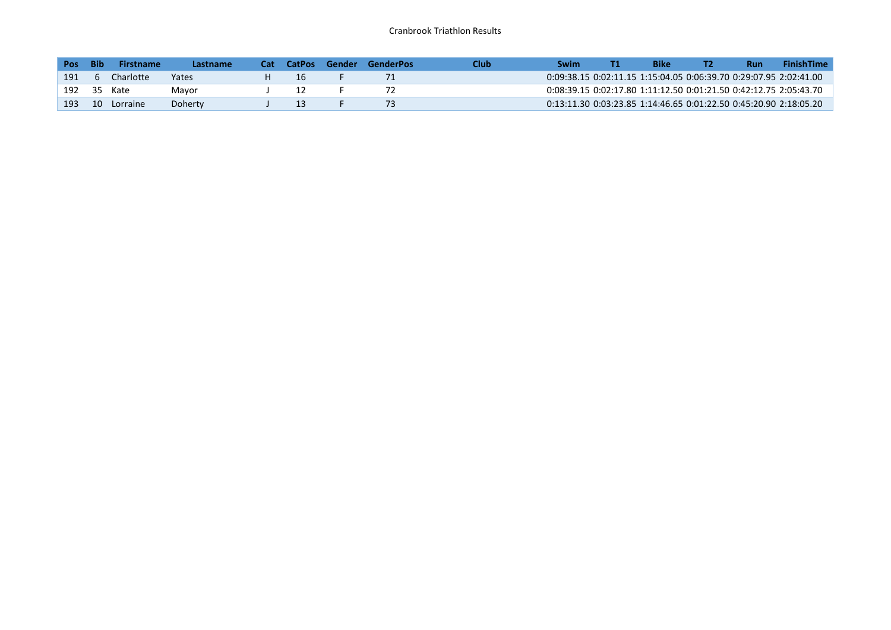Cranbrook Triathlon Results

| Pos | Bib | Firstname | Lastname | Cat | CatPos | Gender | GenderPos | Club | Swim | T1 | Bike | T2 | Run | FinishTime |
|---|---|---|---|---|---|---|---|---|---|---|---|---|---|---|
| 191 | 6 | Charlotte | Yates | H | 16 | F | 71 | | 0:09:38.15 | 0:02:11.15 | 1:15:04.05 | 0:06:39.70 | 0:29:07.95 | 2:02:41.00 |
| 192 | 35 | Kate | Mayor | J | 12 | F | 72 | | 0:08:39.15 | 0:02:17.80 | 1:11:12.50 | 0:01:21.50 | 0:42:12.75 | 2:05:43.70 |
| 193 | 10 | Lorraine | Doherty | J | 13 | F | 73 | | 0:13:11.30 | 0:03:23.85 | 1:14:46.65 | 0:01:22.50 | 0:45:20.90 | 2:18:05.20 |